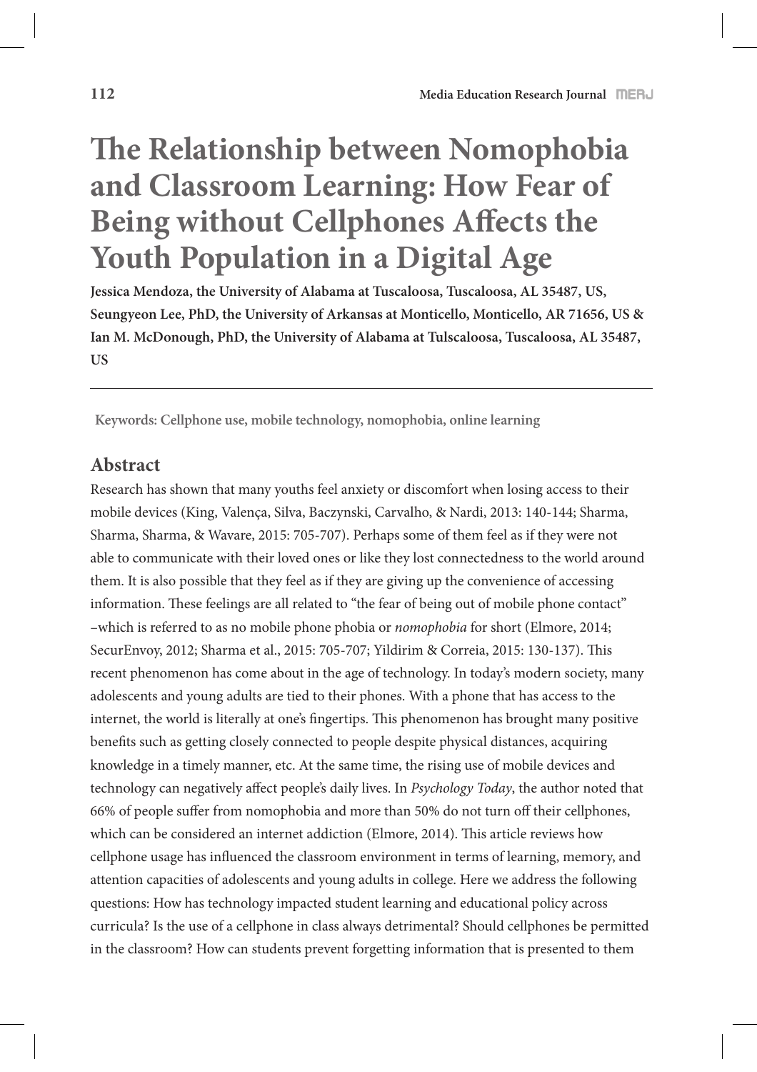# The Relationship between Nomophobia and Classroom Learning: How Fear of Being without Cellphones Affects the Youth Population in a Digital Age

**Jessica Mendoza, the University of Alabama at Tuscaloosa, Tuscaloosa, AL 35487, US, Seungyeon Lee, PhD, the University of Arkansas at Monticello, Monticello, AR 71656, US & Ian M. McDonough, PhD, the University of Alabama at Tulscaloosa, Tuscaloosa, AL 35487, US**

---

**Keywords: Cellphone use, mobile technology, nomophobia, online learning**

## Abstract

Research has shown that many youths feel anxiety or discomfort when losing access to their mobile devices (King, Valença, Silva, Baczynski, Carvalho, & Nardi, 2013: 140-144; Sharma, Sharma, Sharma, & Waware, 2015: 705-707). Perhaps some of them feel as if they were not able to communicate with their loved ones or like they lost connectedness to the world around them. It is also possible that they feel as if they are giving up the convenience of accessing information. These feelings are all related to "the fear of being out of mobile phone contact" –which is referred to as no mobile phone phobia or *nomophobia* for short (Elmore, 2014; SecurEnvoy, 2012; Sharma et al., 2015: 705-707; Yildirim & Correia, 2015: 130-137). This recent phenomenon has come about in the age of technology. In today's modern society, many adolescents and young adults are tied to their phones. With a phone that has access to the internet, the world is literally at one's fingertips. This phenomenon has brought many positive benefits such as getting closely connected to people despite physical distances, acquiring knowledge in a timely manner, etc. At the same time, the rising use of mobile devices and technology can negatively affect people's daily lives. In *Psychology Today*, the author noted that 66% of people suffer from nomophobia and more than 50% do not turn off their cellphones, which can be considered an internet addiction (Elmore, 2014). This article reviews how cellphone usage has influenced the classroom environment in terms of learning, memory, and attention capacities of adolescents and young adults in college. Here we address the following questions: How has technology impacted student learning and educational policy across curricula? Is the use of a cellphone in class always detrimental? Should cellphones be permitted in the classroom? How can students prevent forgetting information that is presented to them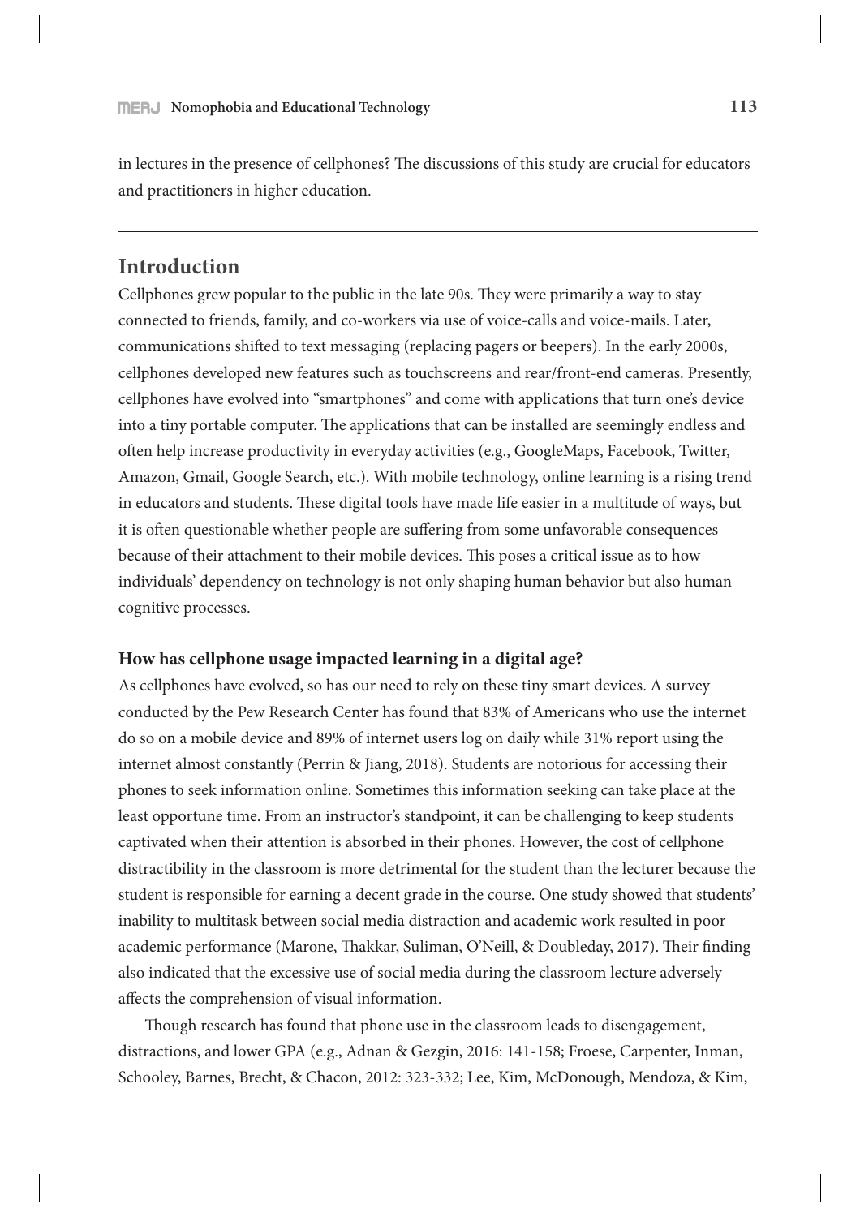in lectures in the presence of cellphones? The discussions of this study are crucial for educators and practitioners in higher education.

## Introduction

Cellphones grew popular to the public in the late 90s. They were primarily a way to stay connected to friends, family, and co-workers via use of voice-calls and voice-mails. Later, communications shifted to text messaging (replacing pagers or beepers). In the early 2000s, cellphones developed new features such as touchscreens and rear/front-end cameras. Presently, cellphones have evolved into "smartphones" and come with applications that turn one's device into a tiny portable computer. The applications that can be installed are seemingly endless and often help increase productivity in everyday activities (e.g., GoogleMaps, Facebook, Twitter, Amazon, Gmail, Google Search, etc.). With mobile technology, online learning is a rising trend in educators and students. These digital tools have made life easier in a multitude of ways, but it is often questionable whether people are suffering from some unfavorable consequences because of their attachment to their mobile devices. This poses a critical issue as to how individuals' dependency on technology is not only shaping human behavior but also human cognitive processes.

### How has cellphone usage impacted learning in a digital age?

As cellphones have evolved, so has our need to rely on these tiny smart devices. A survey conducted by the Pew Research Center has found that 83% of Americans who use the internet do so on a mobile device and 89% of internet users log on daily while 31% report using the internet almost constantly (Perrin & Jiang, 2018). Students are notorious for accessing their phones to seek information online. Sometimes this information seeking can take place at the least opportune time. From an instructor's standpoint, it can be challenging to keep students captivated when their attention is absorbed in their phones. However, the cost of cellphone distractibility in the classroom is more detrimental for the student than the lecturer because the student is responsible for earning a decent grade in the course. One study showed that students' inability to multitask between social media distraction and academic work resulted in poor academic performance (Marone, Thakkar, Suliman, O'Neill, & Doubleday, 2017). Their finding also indicated that the excessive use of social media during the classroom lecture adversely affects the comprehension of visual information.

Though research has found that phone use in the classroom leads to disengagement, distractions, and lower GPA (e.g., Adnan & Gezgin, 2016: 141-158; Froese, Carpenter, Inman, Schooley, Barnes, Brecht, & Chacon, 2012: 323-332; Lee, Kim, McDonough, Mendoza, & Kim,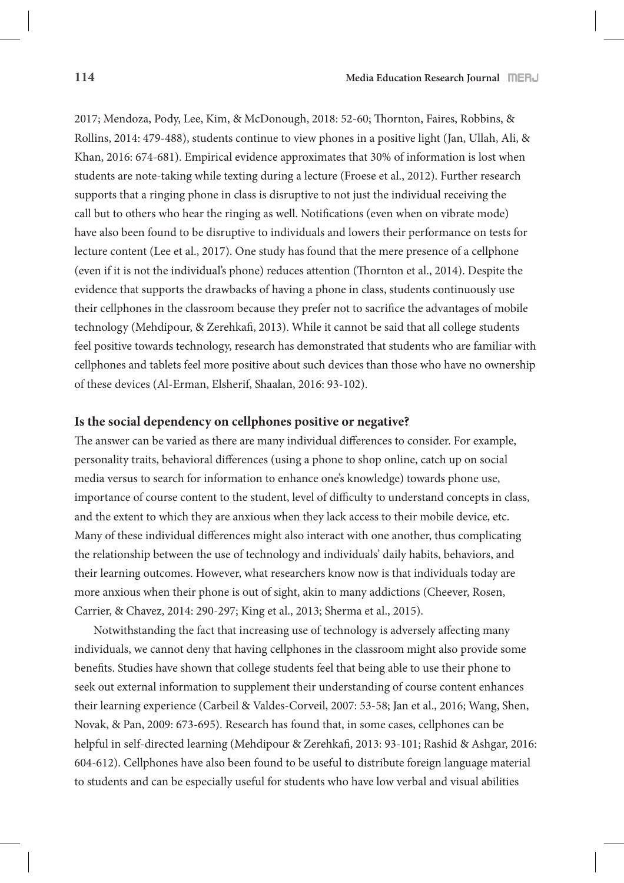2017; Mendoza, Pody, Lee, Kim, & McDonough, 2018: 52-60; Thornton, Faires, Robbins, & Rollins, 2014: 479-488), students continue to view phones in a positive light (Jan, Ullah, Ali, & Khan, 2016: 674-681). Empirical evidence approximates that 30% of information is lost when students are note-taking while texting during a lecture (Froese et al., 2012). Further research supports that a ringing phone in class is disruptive to not just the individual receiving the call but to others who hear the ringing as well. Notifications (even when on vibrate mode) have also been found to be disruptive to individuals and lowers their performance on tests for lecture content (Lee et al., 2017). One study has found that the mere presence of a cellphone (even if it is not the individual's phone) reduces attention (Thornton et al., 2014). Despite the evidence that supports the drawbacks of having a phone in class, students continuously use their cellphones in the classroom because they prefer not to sacrifice the advantages of mobile technology (Mehdipour, & Zerehkafi, 2013). While it cannot be said that all college students feel positive towards technology, research has demonstrated that students who are familiar with cellphones and tablets feel more positive about such devices than those who have no ownership of these devices (Al-Erman, Elsherif, Shaalan, 2016: 93-102).

### Is the social dependency on cellphones positive or negative?

The answer can be varied as there are many individual differences to consider. For example, personality traits, behavioral differences (using a phone to shop online, catch up on social media versus to search for information to enhance one's knowledge) towards phone use, importance of course content to the student, level of difficulty to understand concepts in class, and the extent to which they are anxious when they lack access to their mobile device, etc. Many of these individual differences might also interact with one another, thus complicating the relationship between the use of technology and individuals' daily habits, behaviors, and their learning outcomes. However, what researchers know now is that individuals today are more anxious when their phone is out of sight, akin to many addictions (Cheever, Rosen, Carrier, & Chavez, 2014: 290-297; King et al., 2013; Sherma et al., 2015).

Notwithstanding the fact that increasing use of technology is adversely affecting many individuals, we cannot deny that having cellphones in the classroom might also provide some benefits. Studies have shown that college students feel that being able to use their phone to seek out external information to supplement their understanding of course content enhances their learning experience (Carbeil & Valdes-Corveil, 2007: 53-58; Jan et al., 2016; Wang, Shen, Novak, & Pan, 2009: 673-695). Research has found that, in some cases, cellphones can be helpful in self-directed learning (Mehdipour & Zerehkafi, 2013: 93-101; Rashid & Ashgar, 2016: 604-612). Cellphones have also been found to be useful to distribute foreign language material to students and can be especially useful for students who have low verbal and visual abilities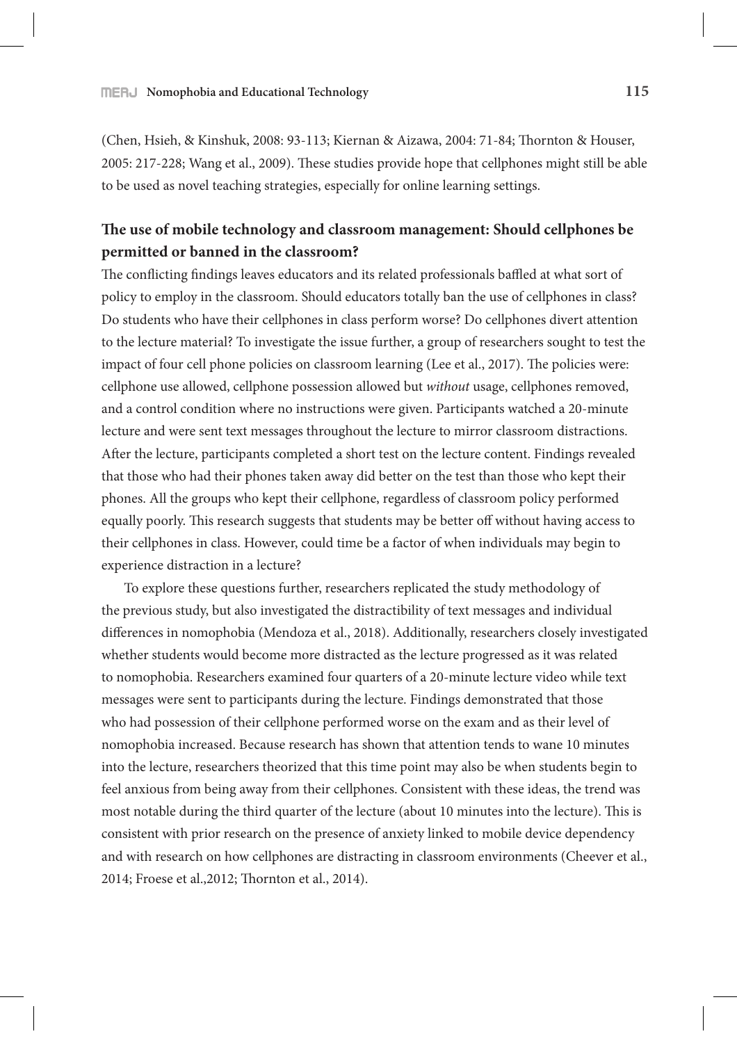(Chen, Hsieh, & Kinshuk, 2008: 93-113; Kiernan & Aizawa, 2004: 71-84; Thornton & Houser, 2005: 217-228; Wang et al., 2009). These studies provide hope that cellphones might still be able to be used as novel teaching strategies, especially for online learning settings.

## The use of mobile technology and classroom management: Should cellphones be permitted or banned in the classroom?

The conflicting findings leaves educators and its related professionals baffled at what sort of policy to employ in the classroom. Should educators totally ban the use of cellphones in class? Do students who have their cellphones in class perform worse? Do cellphones divert attention to the lecture material? To investigate the issue further, a group of researchers sought to test the impact of four cell phone policies on classroom learning (Lee et al., 2017). The policies were: cellphone use allowed, cellphone possession allowed but *without* usage, cellphones removed, and a control condition where no instructions were given. Participants watched a 20-minute lecture and were sent text messages throughout the lecture to mirror classroom distractions. After the lecture, participants completed a short test on the lecture content. Findings revealed that those who had their phones taken away did better on the test than those who kept their phones. All the groups who kept their cellphone, regardless of classroom policy performed equally poorly. This research suggests that students may be better off without having access to their cellphones in class. However, could time be a factor of when individuals may begin to experience distraction in a lecture?

To explore these questions further, researchers replicated the study methodology of the previous study, but also investigated the distractibility of text messages and individual differences in nomophobia (Mendoza et al., 2018). Additionally, researchers closely investigated whether students would become more distracted as the lecture progressed as it was related to nomophobia. Researchers examined four quarters of a 20-minute lecture video while text messages were sent to participants during the lecture. Findings demonstrated that those who had possession of their cellphone performed worse on the exam and as their level of nomophobia increased. Because research has shown that attention tends to wane 10 minutes into the lecture, researchers theorized that this time point may also be when students begin to feel anxious from being away from their cellphones. Consistent with these ideas, the trend was most notable during the third quarter of the lecture (about 10 minutes into the lecture). This is consistent with prior research on the presence of anxiety linked to mobile device dependency and with research on how cellphones are distracting in classroom environments (Cheever et al., 2014; Froese et al.,2012; Thornton et al., 2014).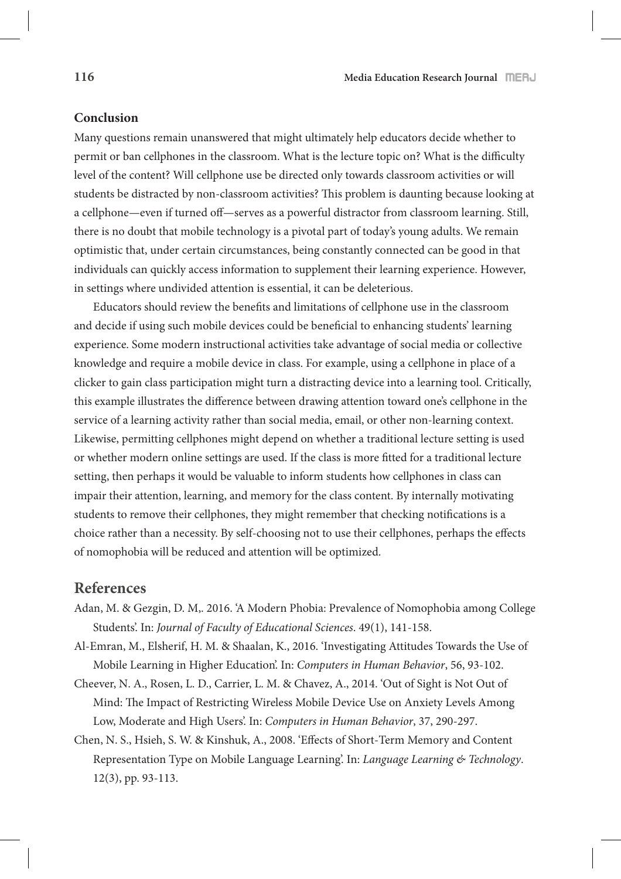## Conclusion

Many questions remain unanswered that might ultimately help educators decide whether to permit or ban cellphones in the classroom. What is the lecture topic on? What is the difficulty level of the content? Will cellphone use be directed only towards classroom activities or will students be distracted by non-classroom activities? This problem is daunting because looking at a cellphone—even if turned off—serves as a powerful distractor from classroom learning. Still, there is no doubt that mobile technology is a pivotal part of today's young adults. We remain optimistic that, under certain circumstances, being constantly connected can be good in that individuals can quickly access information to supplement their learning experience. However, in settings where undivided attention is essential, it can be deleterious.

Educators should review the benefits and limitations of cellphone use in the classroom and decide if using such mobile devices could be beneficial to enhancing students' learning experience. Some modern instructional activities take advantage of social media or collective knowledge and require a mobile device in class. For example, using a cellphone in place of a clicker to gain class participation might turn a distracting device into a learning tool. Critically, this example illustrates the difference between drawing attention toward one's cellphone in the service of a learning activity rather than social media, email, or other non-learning context. Likewise, permitting cellphones might depend on whether a traditional lecture setting is used or whether modern online settings are used. If the class is more fitted for a traditional lecture setting, then perhaps it would be valuable to inform students how cellphones in class can impair their attention, learning, and memory for the class content. By internally motivating students to remove their cellphones, they might remember that checking notifications is a choice rather than a necessity. By self-choosing not to use their cellphones, perhaps the effects of nomophobia will be reduced and attention will be optimized.

## References

Adan, M. & Gezgin, D. M,. 2016. 'A Modern Phobia: Prevalence of Nomophobia among College Students'. In: *Journal of Faculty of Educational Sciences*. 49(1), 141-158.

Al-Emran, M., Elsherif, H. M. & Shaalan, K., 2016. 'Investigating Attitudes Towards the Use of Mobile Learning in Higher Education'. In: *Computers in Human Behavior*, 56, 93-102.

Cheever, N. A., Rosen, L. D., Carrier, L. M. & Chavez, A., 2014. 'Out of Sight is Not Out of Mind: The Impact of Restricting Wireless Mobile Device Use on Anxiety Levels Among Low, Moderate and High Users'. In: *Computers in Human Behavior*, 37, 290-297.

Chen, N. S., Hsieh, S. W. & Kinshuk, A., 2008. 'Effects of Short-Term Memory and Content Representation Type on Mobile Language Learning'. In: *Language Learning & Technology*. 12(3), pp. 93-113.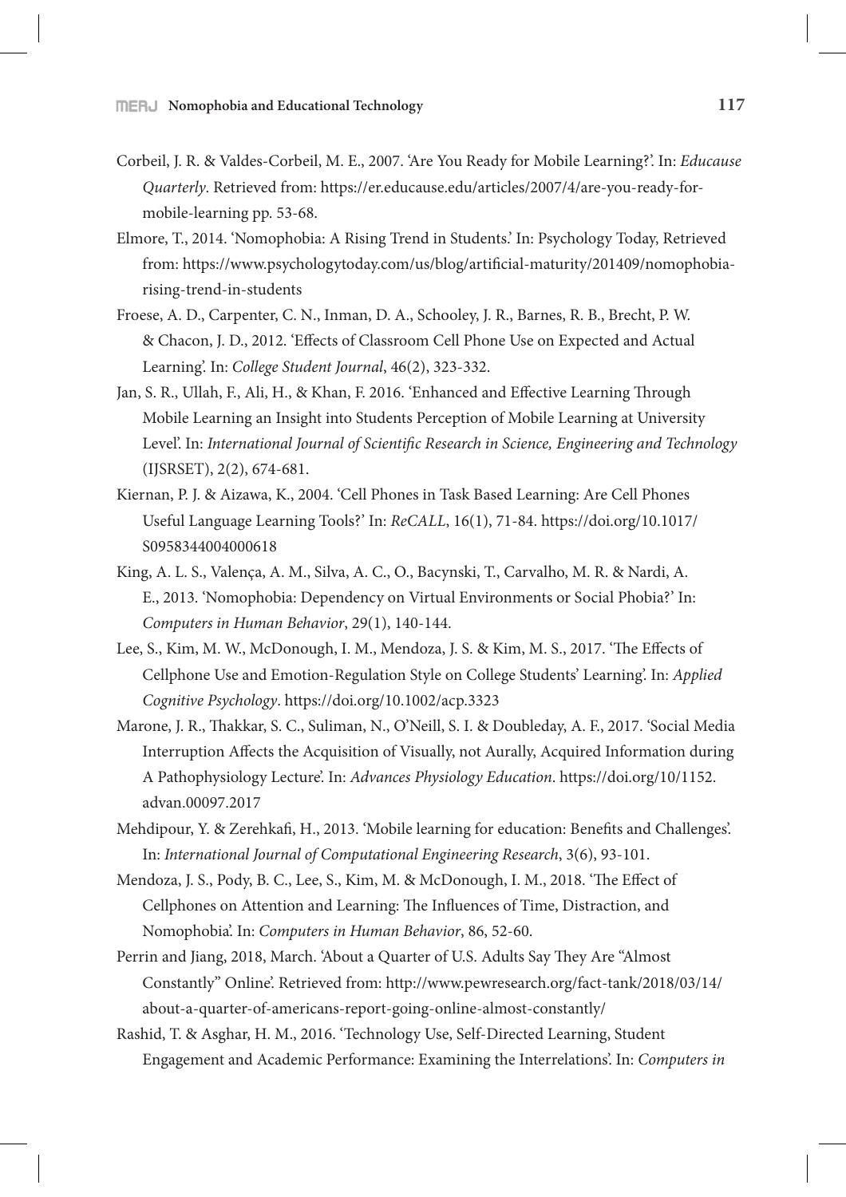Corbeil, J. R. & Valdes-Corbeil, M. E., 2007. 'Are You Ready for Mobile Learning?'. In: *Educause Quarterly*. Retrieved from: https://er.educause.edu/articles/2007/4/are-you-ready-for-mobile-learning pp. 53-68.

Elmore, T., 2014. 'Nomophobia: A Rising Trend in Students.' In: Psychology Today, Retrieved from: https://www.psychologytoday.com/us/blog/artificial-maturity/201409/nomophobia-rising-trend-in-students

Froese, A. D., Carpenter, C. N., Inman, D. A., Schooley, J. R., Barnes, R. B., Brecht, P. W. & Chacon, J. D., 2012. 'Effects of Classroom Cell Phone Use on Expected and Actual Learning'. In: *College Student Journal*, 46(2), 323-332.

Jan, S. R., Ullah, F., Ali, H., & Khan, F. 2016. 'Enhanced and Effective Learning Through Mobile Learning an Insight into Students Perception of Mobile Learning at University Level'. In: *International Journal of Scientific Research in Science, Engineering and Technology* (IJSRSET), 2(2), 674-681.

Kiernan, P. J. & Aizawa, K., 2004. 'Cell Phones in Task Based Learning: Are Cell Phones Useful Language Learning Tools?' In: *ReCALL*, 16(1), 71-84. https://doi.org/10.1017/S0958344004000618

King, A. L. S., Valença, A. M., Silva, A. C., O., Bacynski, T., Carvalho, M. R. & Nardi, A. E., 2013. 'Nomophobia: Dependency on Virtual Environments or Social Phobia?' In: *Computers in Human Behavior*, 29(1), 140-144.

Lee, S., Kim, M. W., McDonough, I. M., Mendoza, J. S. & Kim, M. S., 2017. 'The Effects of Cellphone Use and Emotion-Regulation Style on College Students' Learning'. In: *Applied Cognitive Psychology*. https://doi.org/10.1002/acp.3323

Marone, J. R., Thakkar, S. C., Suliman, N., O'Neill, S. I. & Doubleday, A. F., 2017. 'Social Media Interruption Affects the Acquisition of Visually, not Aurally, Acquired Information during A Pathophysiology Lecture'. In: *Advances Physiology Education*. https://doi.org/10/1152.advan.00097.2017

Mehdipour, Y. & Zerehkafi, H., 2013. 'Mobile learning for education: Benefits and Challenges'. In: *International Journal of Computational Engineering Research*, 3(6), 93-101.

Mendoza, J. S., Pody, B. C., Lee, S., Kim, M. & McDonough, I. M., 2018. 'The Effect of Cellphones on Attention and Learning: The Influences of Time, Distraction, and Nomophobia'. In: *Computers in Human Behavior*, 86, 52-60.

Perrin and Jiang, 2018, March. 'About a Quarter of U.S. Adults Say They Are "Almost Constantly" Online'. Retrieved from: http://www.pewresearch.org/fact-tank/2018/03/14/about-a-quarter-of-americans-report-going-online-almost-constantly/

Rashid, T. & Asghar, H. M., 2016. 'Technology Use, Self-Directed Learning, Student Engagement and Academic Performance: Examining the Interrelations'. In: *Computers in*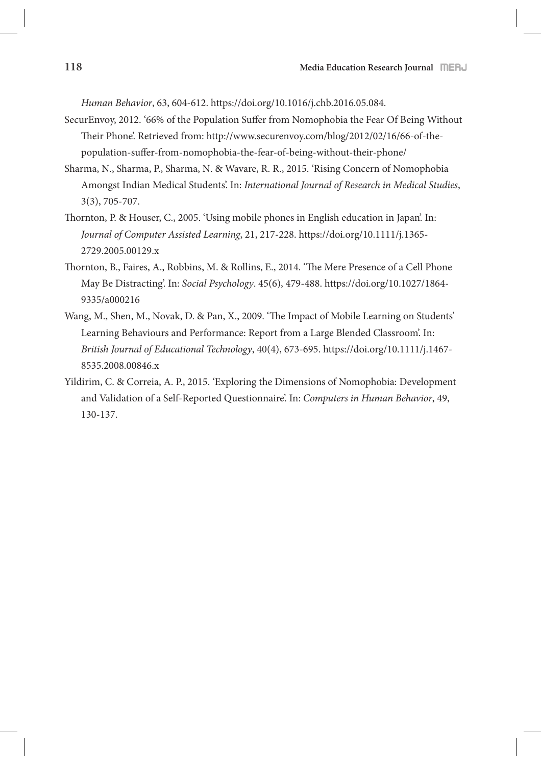*Human Behavior*, 63, 604-612. https://doi.org/10.1016/j.chb.2016.05.084.

SecurEnvoy, 2012. '66% of the Population Suffer from Nomophobia the Fear Of Being Without Their Phone'. Retrieved from: http://www.securenvoy.com/blog/2012/02/16/66-of-the-population-suffer-from-nomophobia-the-fear-of-being-without-their-phone/

Sharma, N., Sharma, P., Sharma, N. & Wavare, R. R., 2015. 'Rising Concern of Nomophobia Amongst Indian Medical Students'. In: *International Journal of Research in Medical Studies*, 3(3), 705-707.

Thornton, P. & Houser, C., 2005. 'Using mobile phones in English education in Japan'. In: *Journal of Computer Assisted Learning*, 21, 217-228. https://doi.org/10.1111/j.1365-2729.2005.00129.x

Thornton, B., Faires, A., Robbins, M. & Rollins, E., 2014. 'The Mere Presence of a Cell Phone May Be Distracting'. In: *Social Psychology*. 45(6), 479-488. https://doi.org/10.1027/1864-9335/a000216

Wang, M., Shen, M., Novak, D. & Pan, X., 2009. 'The Impact of Mobile Learning on Students' Learning Behaviours and Performance: Report from a Large Blended Classroom'. In: *British Journal of Educational Technology*, 40(4), 673-695. https://doi.org/10.1111/j.1467-8535.2008.00846.x

Yildirim, C. & Correia, A. P., 2015. 'Exploring the Dimensions of Nomophobia: Development and Validation of a Self-Reported Questionnaire'. In: *Computers in Human Behavior*, 49, 130-137.